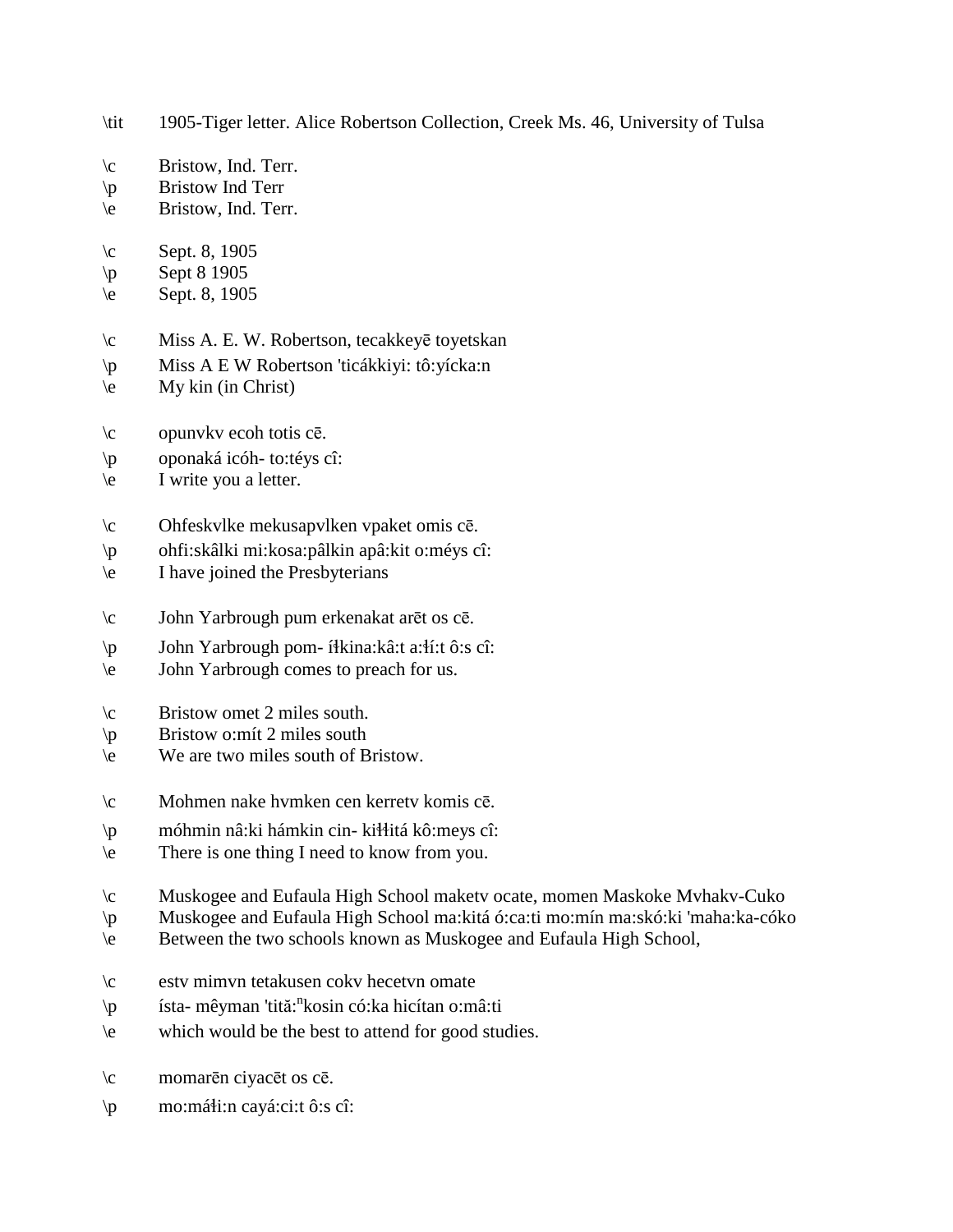\tit 1905-Tiger letter. Alice Robertson Collection, Creek Ms. 46, University of Tulsa

\c Bristow, Ind. Terr.
\p Bristow Ind Terr
\e Bristow, Ind. Terr.

\c Sept. 8, 1905
\p Sept 8 1905
\e Sept. 8, 1905

\c Miss A. E. W. Robertson, tecakkeyē toyetskan
\p Miss A E W Robertson 'ticákkiyi: tô:yícka:n
\e My kin (in Christ)

\c opunvkv ecoh totis cē.
\p oponaká icóh- to:téys cî:
\e I write you a letter.

\c Ohfeskvlke mekusapvlken vpaket omis cē.
\p ohfi:skâlki mi:kosa:pâlkin apâ:kit o:méys cî:
\e I have joined the Presbyterians

\c John Yarbrough pum erkenakat arēt os cē.
\p John Yarbrough pom- íɬkina:kâ:t a:ɬí:t ô:s cî:
\e John Yarbrough comes to preach for us.

\c Bristow omet 2 miles south.
\p Bristow o:mít 2 miles south
\e We are two miles south of Bristow.

\c Mohmen nake hvmken cen kerretv komis cē.
\p móhmin nâ:ki hámkin cin- kiɬɬitá kô:meys cî:
\e There is one thing I need to know from you.

\c Muskogee and Eufaula High School maketv ocate, momen Maskoke Mvhakv-Cuko
\p Muskogee and Eufaula High School ma:kitá ó:ca:ti mo:mín ma:skó:ki 'maha:ka-cóko
\e Between the two schools known as Muskogee and Eufaula High School,

\c estv mimvn tetakusen cokv hecetvn omate
\p ísta- mêyman 'tită:ⁿkosin có:ka hicítan o:mâ:ti
\e which would be the best to attend for good studies.

\c momarēn ciyacēt os cē.
\p mo:máɬi:n cayá:ci:t ô:s cî: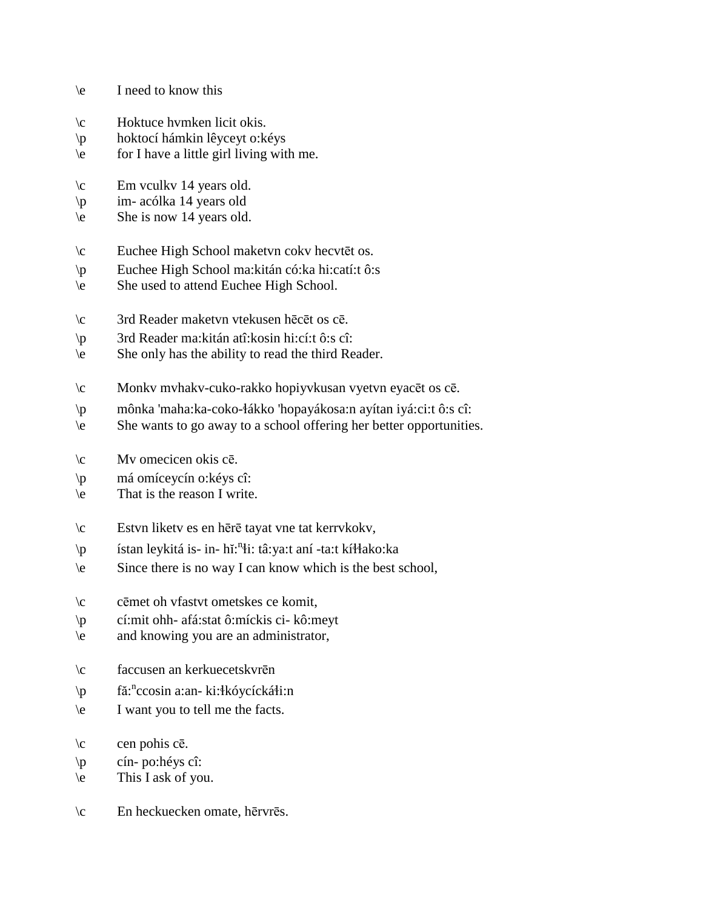\e I need to know this

\c Hoktuce hvmken licit okis.
\p hoktocí hámkin lêyceyt o:kéys
\e for I have a little girl living with me.

\c Em vculkv 14 years old.
\p im- acólka 14 years old
\e She is now 14 years old.

\c Euchee High School maketvn cokv hecvtēt os.
\p Euchee High School ma:kitán có:ka hi:catí:t ô:s
\e She used to attend Euchee High School.

\c 3rd Reader maketvn vtekusen hēcēt os cē.
\p 3rd Reader ma:kitán atî:kosin hi:cí:t ô:s cî:
\e She only has the ability to read the third Reader.

\c Monkv mvhakv-cuko-rakko hopiyvkusan vyetvn eyacēt os cē.
\p mônka 'maha:ka-coko-ɬákko 'hopayákosa:n ayítan iyá:ci:t ô:s cî:
\e She wants to go away to a school offering her better opportunities.

\c Mv omecicen okis cē.
\p má omíceycín o:kéys cî:
\e That is the reason I write.

\c Estvn liketv es en hērē tayat vne tat kerrvkokv,
\p ístan leykitá is- in- hĭ:$^{n}$ɬi: tâ:ya:t aní -ta:t kíɬɬako:ka
\e Since there is no way I can know which is the best school,

\c cēmet oh vfastvt ometskes ce komit,
\p cí:mit ohh- afá:stat ô:míckis ci- kô:meyt
\e and knowing you are an administrator,

\c faccusen an kerkuecetskvrēn
\p fă:$^{n}$ccosin a:an- ki:ɬkóycíckáɬi:n
\e I want you to tell me the facts.

\c cen pohis cē.
\p cín- po:héys cî:
\e This I ask of you.

\c En heckuecken omate, hērvrēs.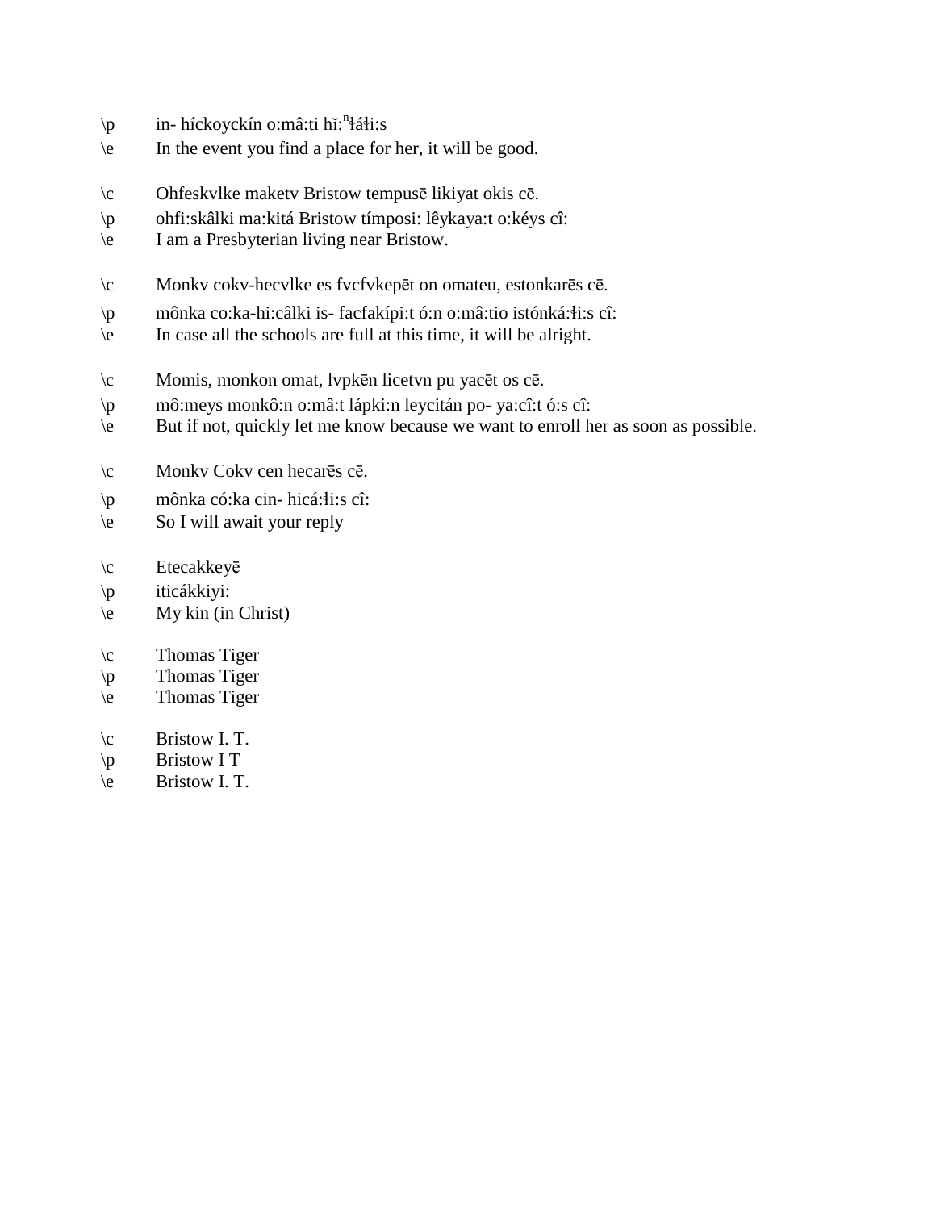\p in- híckoyckín o:mâ:ti hĭ:$^{n}$ɬáɬi:s
\e In the event you find a place for her, it will be good.

\c Ohfeskvlke maketv Bristow tempusē likiyat okis cē.
\p ohfi:skâlki ma:kitá Bristow tímposi: lêykaya:t o:kéys cî:
\e I am a Presbyterian living near Bristow.

\c Monkv cokv-hecvlke es fvcfvkepēt on omateu, estonkarēs cē.
\p mônka co:ka-hi:câlki is- facfakípi:t ó:n o:mâ:tio istónká:ɬi:s cî:
\e In case all the schools are full at this time, it will be alright.

\c Momis, monkon omat, lvpkēn licetvn pu yacēt os cē.
\p mô:meys monkô:n o:mâ:t lápki:n leycitán po- ya:cî:t ó:s cî:
\e But if not, quickly let me know because we want to enroll her as soon as possible.

\c Monkv Cokv cen hecarēs cē.
\p mônka có:ka cin- hicá:ɬi:s cî:
\e So I will await your reply

\c Etecakkeyē
\p iticákkiyi:
\e My kin (in Christ)

\c Thomas Tiger
\p Thomas Tiger
\e Thomas Tiger

\c Bristow I. T.
\p Bristow I T
\e Bristow I. T.